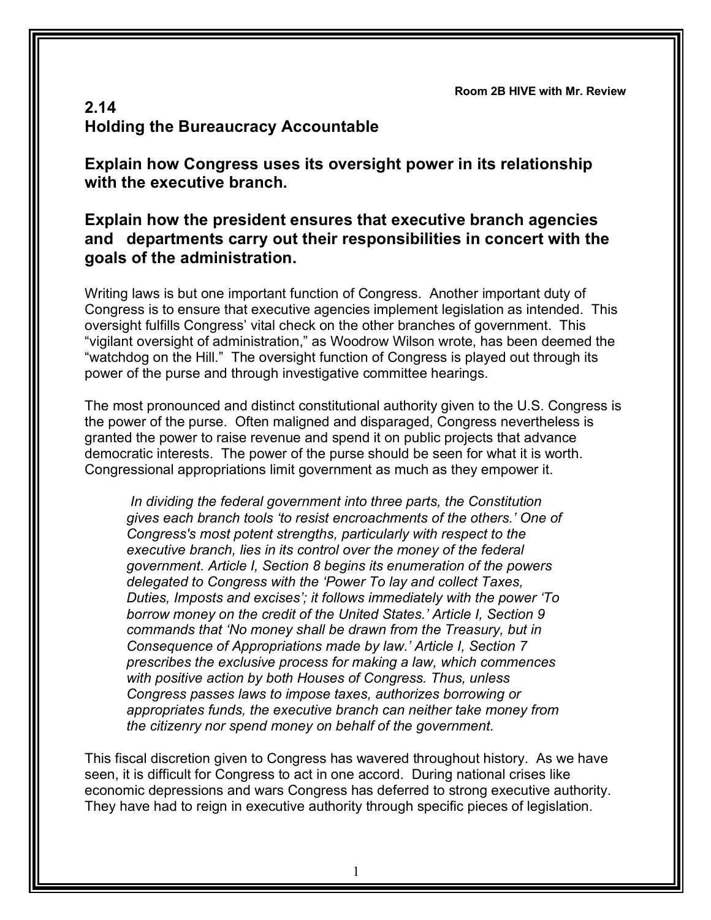Room 2B HIVE with Mr. Review

## 2.14
## Holding the Bureaucracy Accountable

### Explain how Congress uses its oversight power in its relationship with the executive branch.

### Explain how the president ensures that executive branch agencies and departments carry out their responsibilities in concert with the goals of the administration.

Writing laws is but one important function of Congress. Another important duty of Congress is to ensure that executive agencies implement legislation as intended. This oversight fulfills Congress' vital check on the other branches of government. This "vigilant oversight of administration," as Woodrow Wilson wrote, has been deemed the "watchdog on the Hill." The oversight function of Congress is played out through its power of the purse and through investigative committee hearings.

The most pronounced and distinct constitutional authority given to the U.S. Congress is the power of the purse. Often maligned and disparaged, Congress nevertheless is granted the power to raise revenue and spend it on public projects that advance democratic interests. The power of the purse should be seen for what it is worth. Congressional appropriations limit government as much as they empower it.

> *In dividing the federal government into three parts, the Constitution gives each branch tools 'to resist encroachments of the others.' One of Congress's most potent strengths, particularly with respect to the executive branch, lies in its control over the money of the federal government. Article I, Section 8 begins its enumeration of the powers delegated to Congress with the 'Power To lay and collect Taxes, Duties, Imposts and excises'; it follows immediately with the power 'To borrow money on the credit of the United States.' Article I, Section 9 commands that 'No money shall be drawn from the Treasury, but in Consequence of Appropriations made by law.' Article I, Section 7 prescribes the exclusive process for making a law, which commences with positive action by both Houses of Congress. Thus, unless Congress passes laws to impose taxes, authorizes borrowing or appropriates funds, the executive branch can neither take money from the citizenry nor spend money on behalf of the government.*

This fiscal discretion given to Congress has wavered throughout history. As we have seen, it is difficult for Congress to act in one accord. During national crises like economic depressions and wars Congress has deferred to strong executive authority. They have had to reign in executive authority through specific pieces of legislation.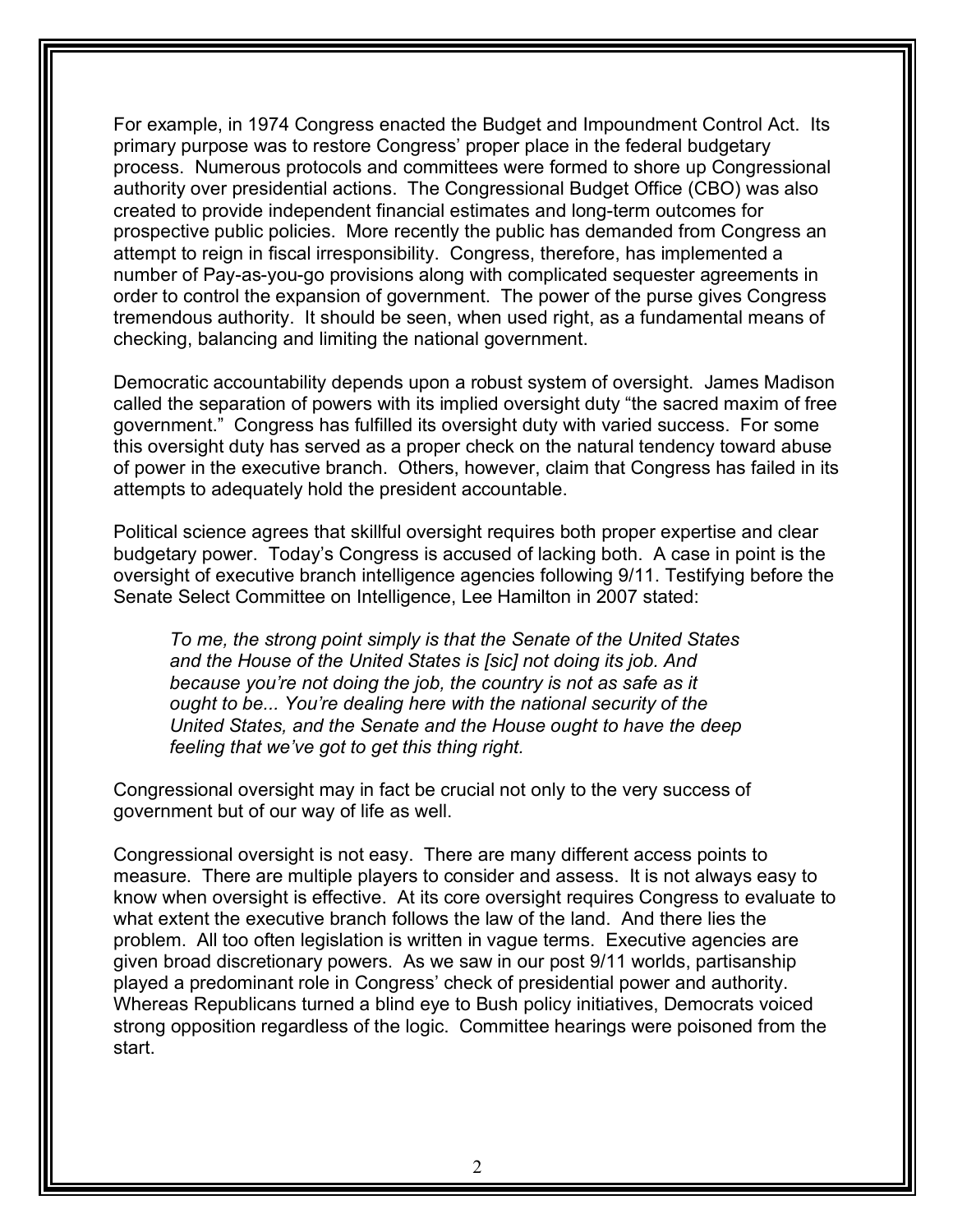For example, in 1974 Congress enacted the Budget and Impoundment Control Act. Its primary purpose was to restore Congress' proper place in the federal budgetary process. Numerous protocols and committees were formed to shore up Congressional authority over presidential actions. The Congressional Budget Office (CBO) was also created to provide independent financial estimates and long-term outcomes for prospective public policies. More recently the public has demanded from Congress an attempt to reign in fiscal irresponsibility. Congress, therefore, has implemented a number of Pay-as-you-go provisions along with complicated sequester agreements in order to control the expansion of government. The power of the purse gives Congress tremendous authority. It should be seen, when used right, as a fundamental means of checking, balancing and limiting the national government.

Democratic accountability depends upon a robust system of oversight. James Madison called the separation of powers with its implied oversight duty "the sacred maxim of free government." Congress has fulfilled its oversight duty with varied success. For some this oversight duty has served as a proper check on the natural tendency toward abuse of power in the executive branch. Others, however, claim that Congress has failed in its attempts to adequately hold the president accountable.

Political science agrees that skillful oversight requires both proper expertise and clear budgetary power. Today's Congress is accused of lacking both. A case in point is the oversight of executive branch intelligence agencies following 9/11. Testifying before the Senate Select Committee on Intelligence, Lee Hamilton in 2007 stated:

> *To me, the strong point simply is that the Senate of the United States and the House of the United States is [sic] not doing its job. And because you're not doing the job, the country is not as safe as it ought to be... You're dealing here with the national security of the United States, and the Senate and the House ought to have the deep feeling that we've got to get this thing right.*

Congressional oversight may in fact be crucial not only to the very success of government but of our way of life as well.

Congressional oversight is not easy. There are many different access points to measure. There are multiple players to consider and assess. It is not always easy to know when oversight is effective. At its core oversight requires Congress to evaluate to what extent the executive branch follows the law of the land. And there lies the problem. All too often legislation is written in vague terms. Executive agencies are given broad discretionary powers. As we saw in our post 9/11 worlds, partisanship played a predominant role in Congress' check of presidential power and authority. Whereas Republicans turned a blind eye to Bush policy initiatives, Democrats voiced strong opposition regardless of the logic. Committee hearings were poisoned from the start.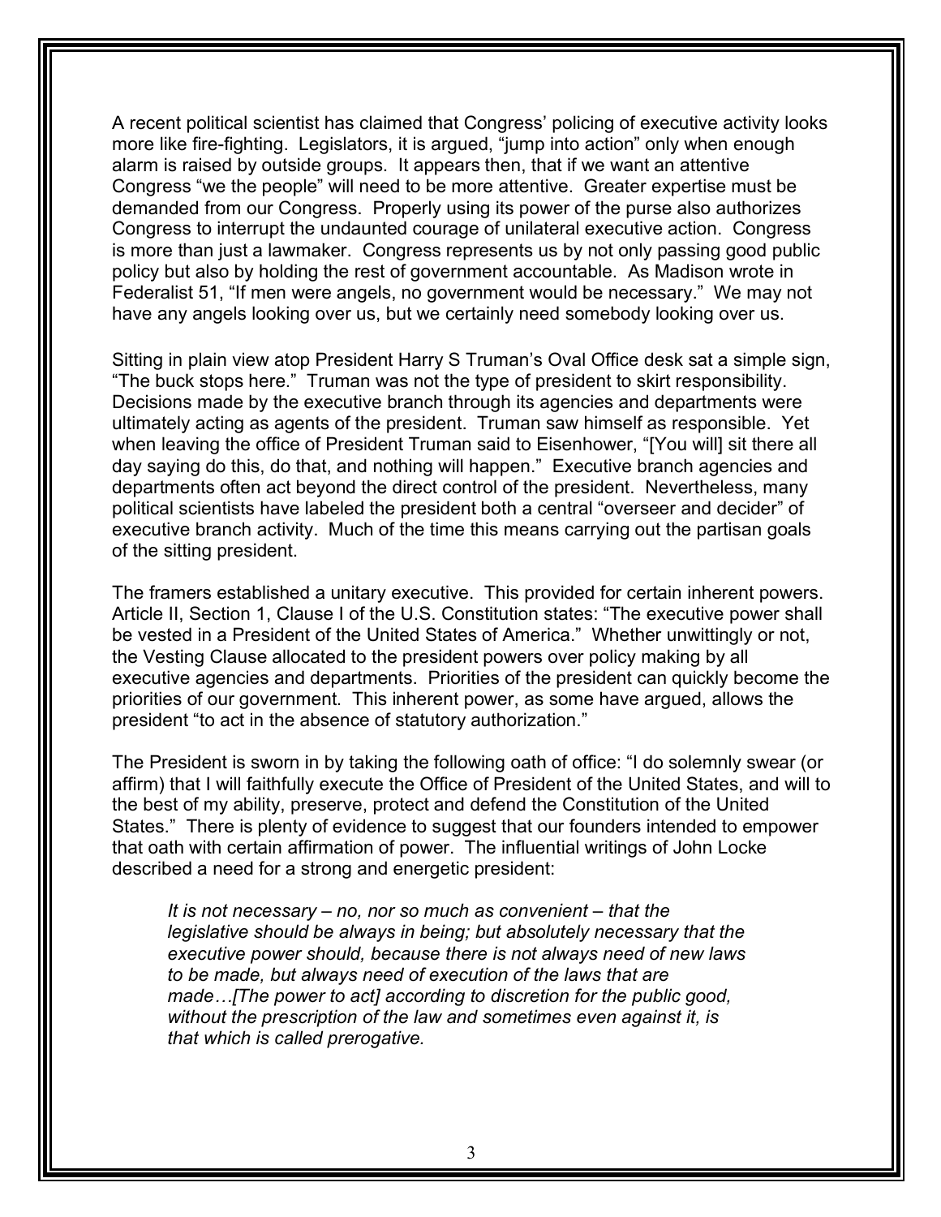A recent political scientist has claimed that Congress' policing of executive activity looks more like fire-fighting. Legislators, it is argued, "jump into action" only when enough alarm is raised by outside groups. It appears then, that if we want an attentive Congress "we the people" will need to be more attentive. Greater expertise must be demanded from our Congress. Properly using its power of the purse also authorizes Congress to interrupt the undaunted courage of unilateral executive action. Congress is more than just a lawmaker. Congress represents us by not only passing good public policy but also by holding the rest of government accountable. As Madison wrote in Federalist 51, "If men were angels, no government would be necessary." We may not have any angels looking over us, but we certainly need somebody looking over us.

Sitting in plain view atop President Harry S Truman's Oval Office desk sat a simple sign, "The buck stops here." Truman was not the type of president to skirt responsibility. Decisions made by the executive branch through its agencies and departments were ultimately acting as agents of the president. Truman saw himself as responsible. Yet when leaving the office of President Truman said to Eisenhower, "[You will] sit there all day saying do this, do that, and nothing will happen." Executive branch agencies and departments often act beyond the direct control of the president. Nevertheless, many political scientists have labeled the president both a central "overseer and decider" of executive branch activity. Much of the time this means carrying out the partisan goals of the sitting president.

The framers established a unitary executive. This provided for certain inherent powers. Article II, Section 1, Clause I of the U.S. Constitution states: "The executive power shall be vested in a President of the United States of America." Whether unwittingly or not, the Vesting Clause allocated to the president powers over policy making by all executive agencies and departments. Priorities of the president can quickly become the priorities of our government. This inherent power, as some have argued, allows the president "to act in the absence of statutory authorization."

The President is sworn in by taking the following oath of office: "I do solemnly swear (or affirm) that I will faithfully execute the Office of President of the United States, and will to the best of my ability, preserve, protect and defend the Constitution of the United States." There is plenty of evidence to suggest that our founders intended to empower that oath with certain affirmation of power. The influential writings of John Locke described a need for a strong and energetic president:

> *It is not necessary – no, nor so much as convenient – that the legislative should be always in being; but absolutely necessary that the executive power should, because there is not always need of new laws to be made, but always need of execution of the laws that are made…[The power to act] according to discretion for the public good, without the prescription of the law and sometimes even against it, is that which is called prerogative.*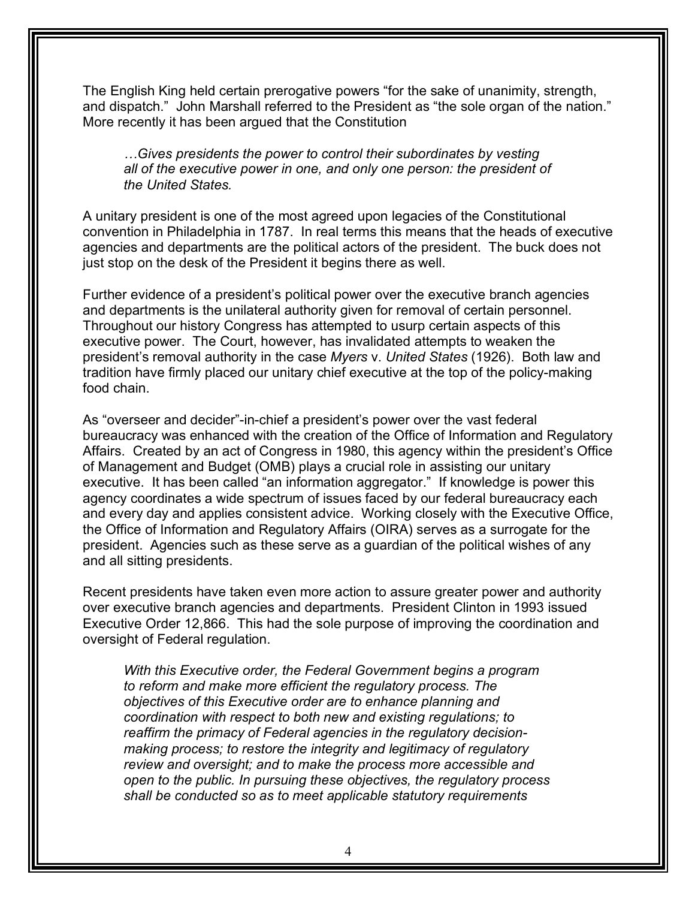The English King held certain prerogative powers "for the sake of unanimity, strength, and dispatch." John Marshall referred to the President as "the sole organ of the nation." More recently it has been argued that the Constitution

> *…Gives presidents the power to control their subordinates by vesting all of the executive power in one, and only one person: the president of the United States.*

A unitary president is one of the most agreed upon legacies of the Constitutional convention in Philadelphia in 1787. In real terms this means that the heads of executive agencies and departments are the political actors of the president. The buck does not just stop on the desk of the President it begins there as well.

Further evidence of a president's political power over the executive branch agencies and departments is the unilateral authority given for removal of certain personnel. Throughout our history Congress has attempted to usurp certain aspects of this executive power. The Court, however, has invalidated attempts to weaken the president's removal authority in the case *Myers* v. *United States* (1926). Both law and tradition have firmly placed our unitary chief executive at the top of the policy-making food chain.

As "overseer and decider"-in-chief a president's power over the vast federal bureaucracy was enhanced with the creation of the Office of Information and Regulatory Affairs. Created by an act of Congress in 1980, this agency within the president's Office of Management and Budget (OMB) plays a crucial role in assisting our unitary executive. It has been called "an information aggregator." If knowledge is power this agency coordinates a wide spectrum of issues faced by our federal bureaucracy each and every day and applies consistent advice. Working closely with the Executive Office, the Office of Information and Regulatory Affairs (OIRA) serves as a surrogate for the president. Agencies such as these serve as a guardian of the political wishes of any and all sitting presidents.

Recent presidents have taken even more action to assure greater power and authority over executive branch agencies and departments. President Clinton in 1993 issued Executive Order 12,866. This had the sole purpose of improving the coordination and oversight of Federal regulation.

> *With this Executive order, the Federal Government begins a program to reform and make more efficient the regulatory process. The objectives of this Executive order are to enhance planning and coordination with respect to both new and existing regulations; to reaffirm the primacy of Federal agencies in the regulatory decision-making process; to restore the integrity and legitimacy of regulatory review and oversight; and to make the process more accessible and open to the public. In pursuing these objectives, the regulatory process shall be conducted so as to meet applicable statutory requirements*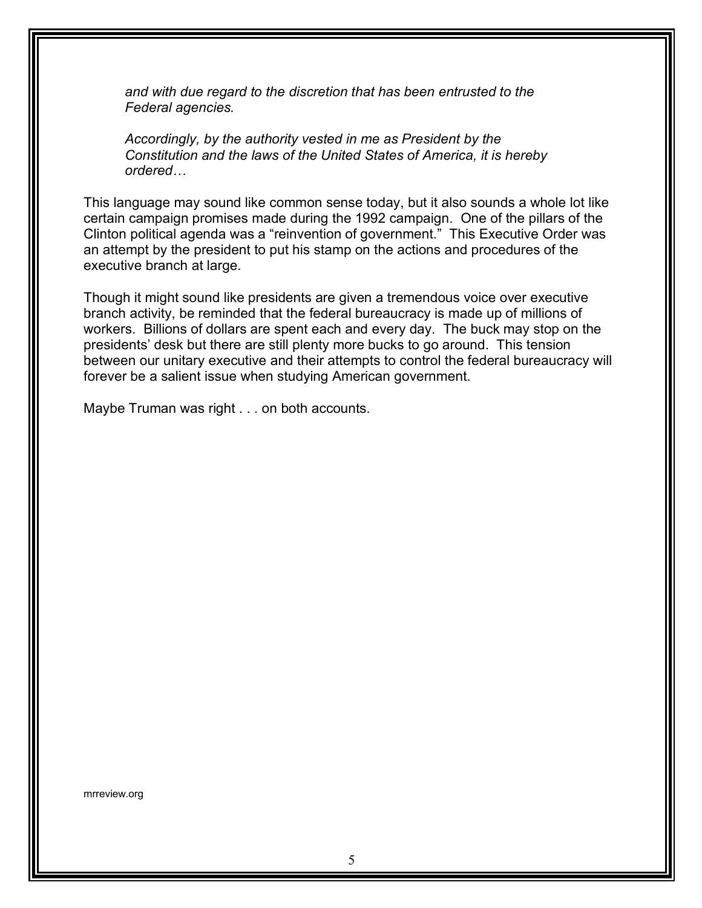> *and with due regard to the discretion that has been entrusted to the Federal agencies.*
>
> *Accordingly, by the authority vested in me as President by the Constitution and the laws of the United States of America, it is hereby ordered…*

This language may sound like common sense today, but it also sounds a whole lot like certain campaign promises made during the 1992 campaign. One of the pillars of the Clinton political agenda was a "reinvention of government." This Executive Order was an attempt by the president to put his stamp on the actions and procedures of the executive branch at large.

Though it might sound like presidents are given a tremendous voice over executive branch activity, be reminded that the federal bureaucracy is made up of millions of workers. Billions of dollars are spent each and every day. The buck may stop on the presidents' desk but there are still plenty more bucks to go around. This tension between our unitary executive and their attempts to control the federal bureaucracy will forever be a salient issue when studying American government.

Maybe Truman was right . . . on both accounts.

mrreview.org